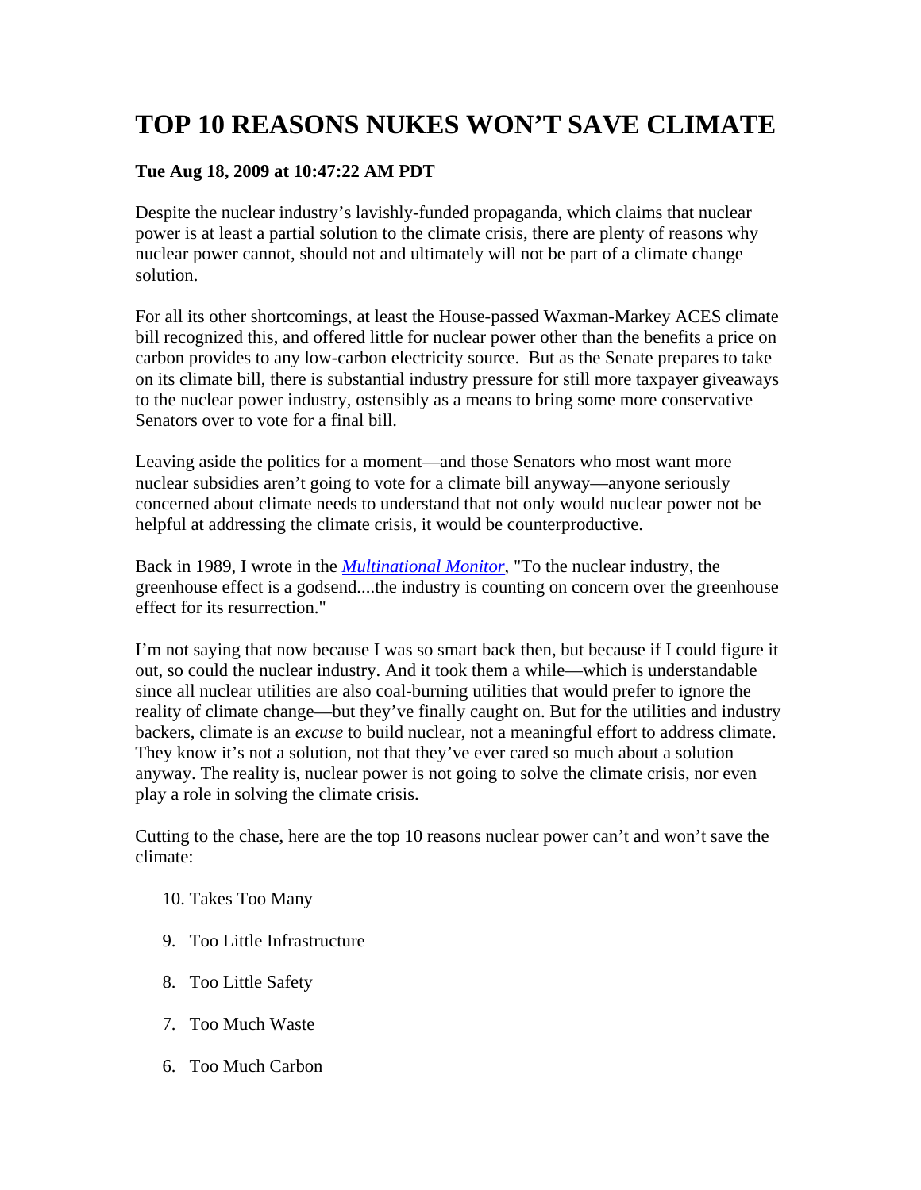# TOP 10 REASONS NUKES WON'T SAVE CLIMATE

**Tue Aug 18, 2009 at 10:47:22 AM PDT**

Despite the nuclear industry's lavishly-funded propaganda, which claims that nuclear power is at least a partial solution to the climate crisis, there are plenty of reasons why nuclear power cannot, should not and ultimately will not be part of a climate change solution.

For all its other shortcomings, at least the House-passed Waxman-Markey ACES climate bill recognized this, and offered little for nuclear power other than the benefits a price on carbon provides to any low-carbon electricity source. But as the Senate prepares to take on its climate bill, there is substantial industry pressure for still more taxpayer giveaways to the nuclear power industry, ostensibly as a means to bring some more conservative Senators over to vote for a final bill.

Leaving aside the politics for a moment—and those Senators who most want more nuclear subsidies aren't going to vote for a climate bill anyway—anyone seriously concerned about climate needs to understand that not only would nuclear power not be helpful at addressing the climate crisis, it would be counterproductive.

Back in 1989, I wrote in the *Multinational Monitor*, "To the nuclear industry, the greenhouse effect is a godsend....the industry is counting on concern over the greenhouse effect for its resurrection."

I'm not saying that now because I was so smart back then, but because if I could figure it out, so could the nuclear industry. And it took them a while—which is understandable since all nuclear utilities are also coal-burning utilities that would prefer to ignore the reality of climate change—but they've finally caught on. But for the utilities and industry backers, climate is an *excuse* to build nuclear, not a meaningful effort to address climate. They know it's not a solution, not that they've ever cared so much about a solution anyway. The reality is, nuclear power is not going to solve the climate crisis, nor even play a role in solving the climate crisis.

Cutting to the chase, here are the top 10 reasons nuclear power can't and won't save the climate:

10. Takes Too Many

9. Too Little Infrastructure

8. Too Little Safety

7. Too Much Waste

6. Too Much Carbon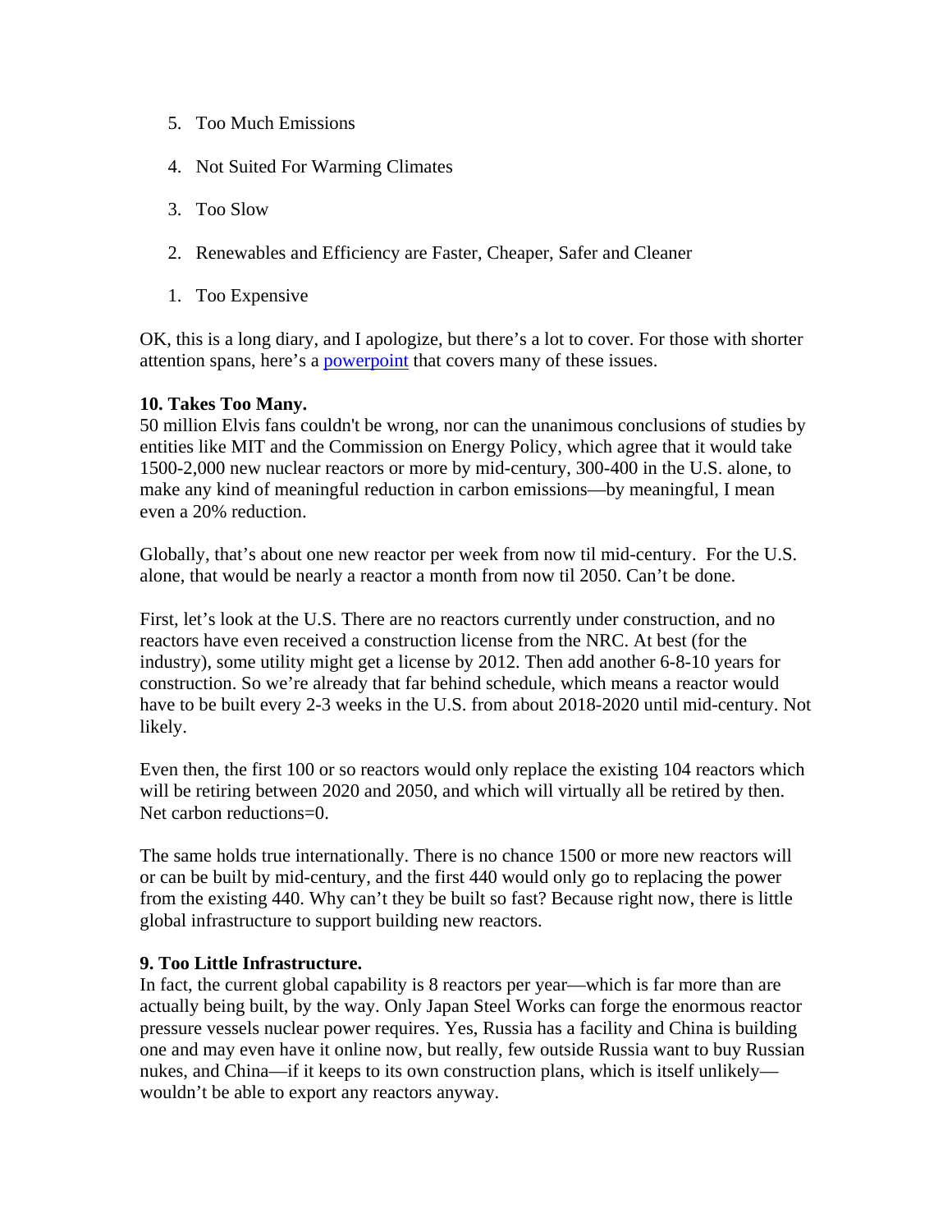5. Too Much Emissions

4. Not Suited For Warming Climates

3. Too Slow

2. Renewables and Efficiency are Faster, Cheaper, Safer and Cleaner

1. Too Expensive

OK, this is a long diary, and I apologize, but there's a lot to cover. For those with shorter attention spans, here's a [powerpoint]() that covers many of these issues.

**10. Takes Too Many.**
50 million Elvis fans couldn't be wrong, nor can the unanimous conclusions of studies by entities like MIT and the Commission on Energy Policy, which agree that it would take 1500-2,000 new nuclear reactors or more by mid-century, 300-400 in the U.S. alone, to make any kind of meaningful reduction in carbon emissions—by meaningful, I mean even a 20% reduction.

Globally, that's about one new reactor per week from now til mid-century. For the U.S. alone, that would be nearly a reactor a month from now til 2050. Can't be done.

First, let's look at the U.S. There are no reactors currently under construction, and no reactors have even received a construction license from the NRC. At best (for the industry), some utility might get a license by 2012. Then add another 6-8-10 years for construction. So we're already that far behind schedule, which means a reactor would have to be built every 2-3 weeks in the U.S. from about 2018-2020 until mid-century. Not likely.

Even then, the first 100 or so reactors would only replace the existing 104 reactors which will be retiring between 2020 and 2050, and which will virtually all be retired by then. Net carbon reductions=0.

The same holds true internationally. There is no chance 1500 or more new reactors will or can be built by mid-century, and the first 440 would only go to replacing the power from the existing 440. Why can't they be built so fast? Because right now, there is little global infrastructure to support building new reactors.

**9. Too Little Infrastructure.**
In fact, the current global capability is 8 reactors per year—which is far more than are actually being built, by the way. Only Japan Steel Works can forge the enormous reactor pressure vessels nuclear power requires. Yes, Russia has a facility and China is building one and may even have it online now, but really, few outside Russia want to buy Russian nukes, and China—if it keeps to its own construction plans, which is itself unlikely—wouldn't be able to export any reactors anyway.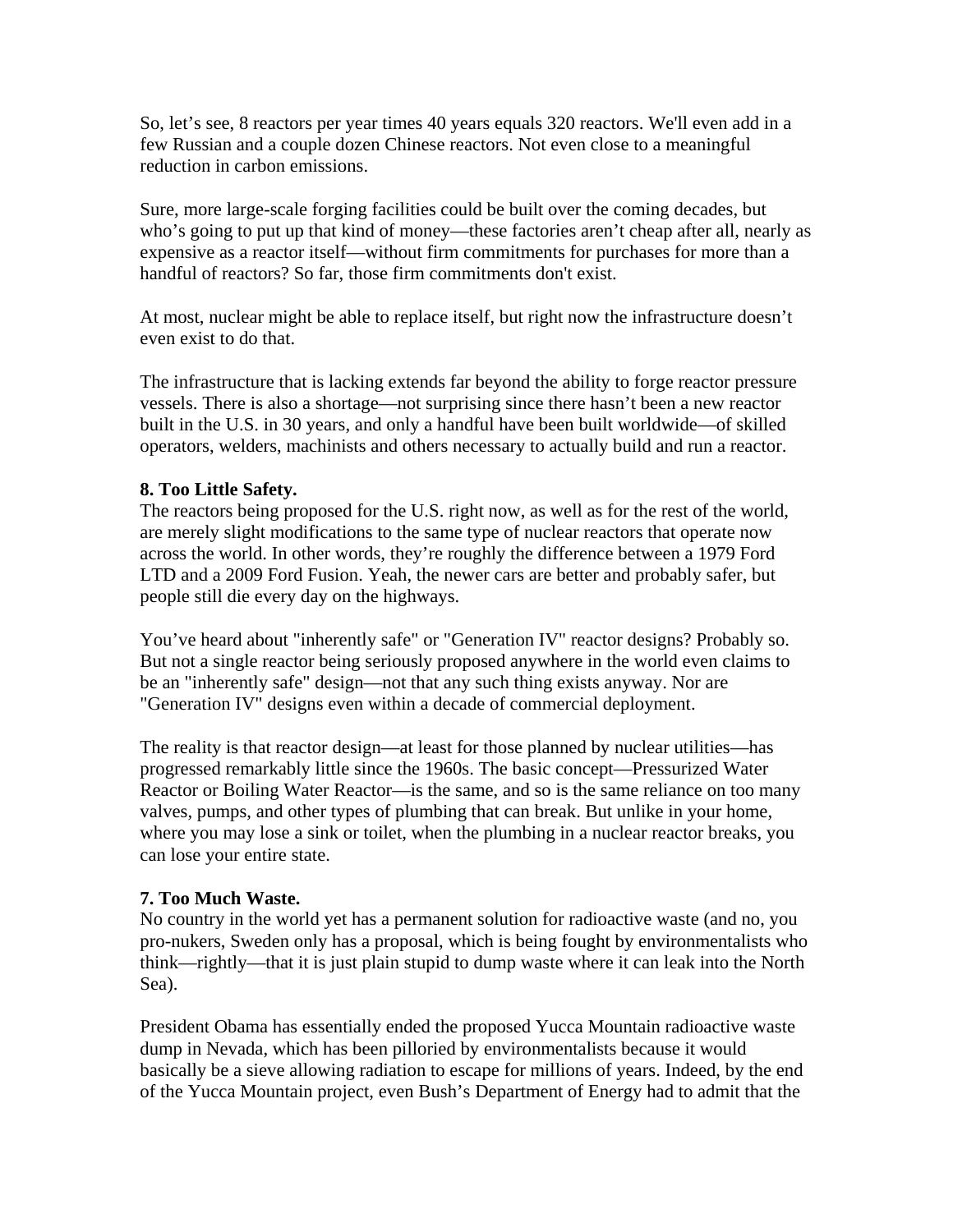So, let's see, 8 reactors per year times 40 years equals 320 reactors. We'll even add in a few Russian and a couple dozen Chinese reactors. Not even close to a meaningful reduction in carbon emissions.

Sure, more large-scale forging facilities could be built over the coming decades, but who's going to put up that kind of money—these factories aren't cheap after all, nearly as expensive as a reactor itself—without firm commitments for purchases for more than a handful of reactors? So far, those firm commitments don't exist.

At most, nuclear might be able to replace itself, but right now the infrastructure doesn't even exist to do that.

The infrastructure that is lacking extends far beyond the ability to forge reactor pressure vessels. There is also a shortage—not surprising since there hasn't been a new reactor built in the U.S. in 30 years, and only a handful have been built worldwide—of skilled operators, welders, machinists and others necessary to actually build and run a reactor.

**8. Too Little Safety.**
The reactors being proposed for the U.S. right now, as well as for the rest of the world, are merely slight modifications to the same type of nuclear reactors that operate now across the world. In other words, they're roughly the difference between a 1979 Ford LTD and a 2009 Ford Fusion. Yeah, the newer cars are better and probably safer, but people still die every day on the highways.

You've heard about "inherently safe" or "Generation IV" reactor designs? Probably so. But not a single reactor being seriously proposed anywhere in the world even claims to be an "inherently safe" design—not that any such thing exists anyway. Nor are "Generation IV" designs even within a decade of commercial deployment.

The reality is that reactor design—at least for those planned by nuclear utilities—has progressed remarkably little since the 1960s. The basic concept—Pressurized Water Reactor or Boiling Water Reactor—is the same, and so is the same reliance on too many valves, pumps, and other types of plumbing that can break. But unlike in your home, where you may lose a sink or toilet, when the plumbing in a nuclear reactor breaks, you can lose your entire state.

**7. Too Much Waste.**
No country in the world yet has a permanent solution for radioactive waste (and no, you pro-nukers, Sweden only has a proposal, which is being fought by environmentalists who think—rightly—that it is just plain stupid to dump waste where it can leak into the North Sea).

President Obama has essentially ended the proposed Yucca Mountain radioactive waste dump in Nevada, which has been pilloried by environmentalists because it would basically be a sieve allowing radiation to escape for millions of years. Indeed, by the end of the Yucca Mountain project, even Bush's Department of Energy had to admit that the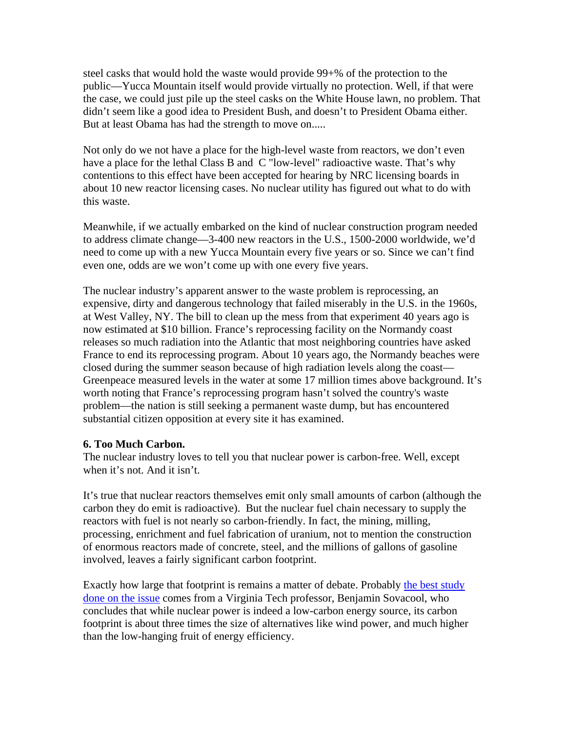steel casks that would hold the waste would provide 99+% of the protection to the public—Yucca Mountain itself would provide virtually no protection. Well, if that were the case, we could just pile up the steel casks on the White House lawn, no problem. That didn't seem like a good idea to President Bush, and doesn't to President Obama either. But at least Obama has had the strength to move on.....

Not only do we not have a place for the high-level waste from reactors, we don't even have a place for the lethal Class B and C "low-level" radioactive waste. That's why contentions to this effect have been accepted for hearing by NRC licensing boards in about 10 new reactor licensing cases. No nuclear utility has figured out what to do with this waste.

Meanwhile, if we actually embarked on the kind of nuclear construction program needed to address climate change—3-400 new reactors in the U.S., 1500-2000 worldwide, we'd need to come up with a new Yucca Mountain every five years or so. Since we can't find even one, odds are we won't come up with one every five years.

The nuclear industry's apparent answer to the waste problem is reprocessing, an expensive, dirty and dangerous technology that failed miserably in the U.S. in the 1960s, at West Valley, NY. The bill to clean up the mess from that experiment 40 years ago is now estimated at $10 billion. France's reprocessing facility on the Normandy coast releases so much radiation into the Atlantic that most neighboring countries have asked France to end its reprocessing program. About 10 years ago, the Normandy beaches were closed during the summer season because of high radiation levels along the coast—Greenpeace measured levels in the water at some 17 million times above background. It's worth noting that France's reprocessing program hasn't solved the country's waste problem—the nation is still seeking a permanent waste dump, but has encountered substantial citizen opposition at every site it has examined.

**6. Too Much Carbon.**

The nuclear industry loves to tell you that nuclear power is carbon-free. Well, except when it's not. And it isn't.

It's true that nuclear reactors themselves emit only small amounts of carbon (although the carbon they do emit is radioactive). But the nuclear fuel chain necessary to supply the reactors with fuel is not nearly so carbon-friendly. In fact, the mining, milling, processing, enrichment and fuel fabrication of uranium, not to mention the construction of enormous reactors made of concrete, steel, and the millions of gallons of gasoline involved, leaves a fairly significant carbon footprint.

Exactly how large that footprint is remains a matter of debate. Probably the best study done on the issue comes from a Virginia Tech professor, Benjamin Sovacool, who concludes that while nuclear power is indeed a low-carbon energy source, its carbon footprint is about three times the size of alternatives like wind power, and much higher than the low-hanging fruit of energy efficiency.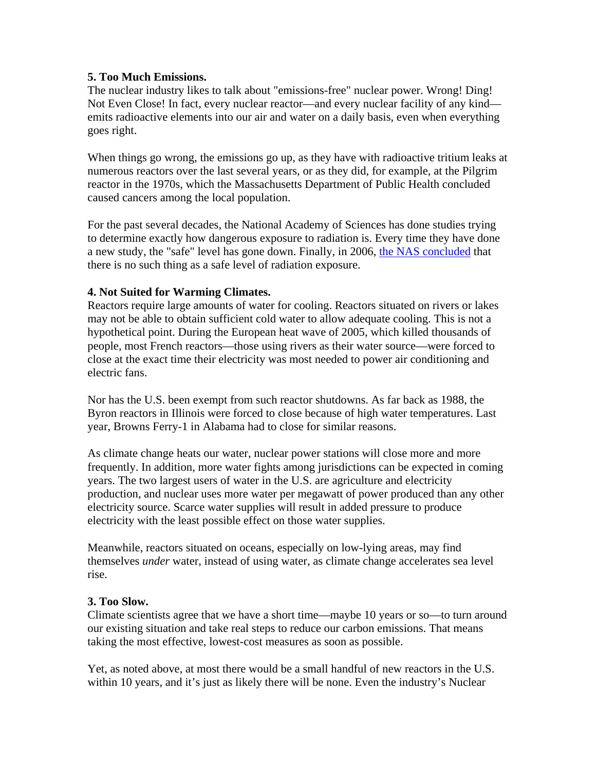**5. Too Much Emissions.**
The nuclear industry likes to talk about "emissions-free" nuclear power. Wrong! Ding! Not Even Close! In fact, every nuclear reactor—and every nuclear facility of any kind—emits radioactive elements into our air and water on a daily basis, even when everything goes right.

When things go wrong, the emissions go up, as they have with radioactive tritium leaks at numerous reactors over the last several years, or as they did, for example, at the Pilgrim reactor in the 1970s, which the Massachusetts Department of Public Health concluded caused cancers among the local population.

For the past several decades, the National Academy of Sciences has done studies trying to determine exactly how dangerous exposure to radiation is. Every time they have done a new study, the "safe" level has gone down. Finally, in 2006, the NAS concluded that there is no such thing as a safe level of radiation exposure.

**4. Not Suited for Warming Climates.**
Reactors require large amounts of water for cooling. Reactors situated on rivers or lakes may not be able to obtain sufficient cold water to allow adequate cooling. This is not a hypothetical point. During the European heat wave of 2005, which killed thousands of people, most French reactors—those using rivers as their water source—were forced to close at the exact time their electricity was most needed to power air conditioning and electric fans.

Nor has the U.S. been exempt from such reactor shutdowns. As far back as 1988, the Byron reactors in Illinois were forced to close because of high water temperatures. Last year, Browns Ferry-1 in Alabama had to close for similar reasons.

As climate change heats our water, nuclear power stations will close more and more frequently. In addition, more water fights among jurisdictions can be expected in coming years. The two largest users of water in the U.S. are agriculture and electricity production, and nuclear uses more water per megawatt of power produced than any other electricity source. Scarce water supplies will result in added pressure to produce electricity with the least possible effect on those water supplies.

Meanwhile, reactors situated on oceans, especially on low-lying areas, may find themselves *under* water, instead of using water, as climate change accelerates sea level rise.

**3. Too Slow.**
Climate scientists agree that we have a short time—maybe 10 years or so—to turn around our existing situation and take real steps to reduce our carbon emissions. That means taking the most effective, lowest-cost measures as soon as possible.

Yet, as noted above, at most there would be a small handful of new reactors in the U.S. within 10 years, and it's just as likely there will be none. Even the industry's Nuclear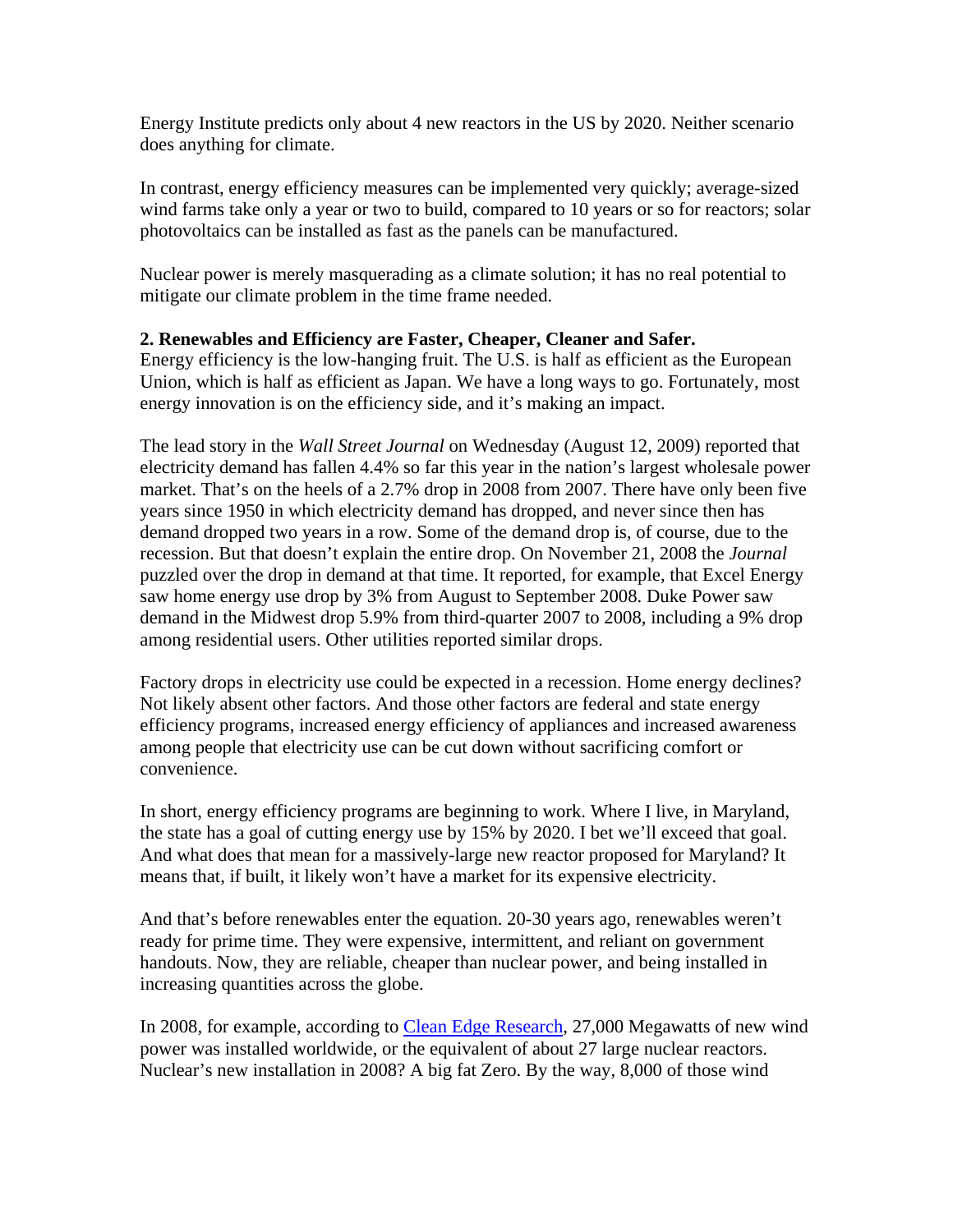Energy Institute predicts only about 4 new reactors in the US by 2020. Neither scenario does anything for climate.

In contrast, energy efficiency measures can be implemented very quickly; average-sized wind farms take only a year or two to build, compared to 10 years or so for reactors; solar photovoltaics can be installed as fast as the panels can be manufactured.

Nuclear power is merely masquerading as a climate solution; it has no real potential to mitigate our climate problem in the time frame needed.

**2. Renewables and Efficiency are Faster, Cheaper, Cleaner and Safer.**
Energy efficiency is the low-hanging fruit. The U.S. is half as efficient as the European Union, which is half as efficient as Japan. We have a long ways to go. Fortunately, most energy innovation is on the efficiency side, and it's making an impact.

The lead story in the *Wall Street Journal* on Wednesday (August 12, 2009) reported that electricity demand has fallen 4.4% so far this year in the nation's largest wholesale power market. That's on the heels of a 2.7% drop in 2008 from 2007. There have only been five years since 1950 in which electricity demand has dropped, and never since then has demand dropped two years in a row. Some of the demand drop is, of course, due to the recession. But that doesn't explain the entire drop. On November 21, 2008 the *Journal* puzzled over the drop in demand at that time. It reported, for example, that Excel Energy saw home energy use drop by 3% from August to September 2008. Duke Power saw demand in the Midwest drop 5.9% from third-quarter 2007 to 2008, including a 9% drop among residential users. Other utilities reported similar drops.

Factory drops in electricity use could be expected in a recession. Home energy declines? Not likely absent other factors. And those other factors are federal and state energy efficiency programs, increased energy efficiency of appliances and increased awareness among people that electricity use can be cut down without sacrificing comfort or convenience.

In short, energy efficiency programs are beginning to work. Where I live, in Maryland, the state has a goal of cutting energy use by 15% by 2020. I bet we'll exceed that goal. And what does that mean for a massively-large new reactor proposed for Maryland? It means that, if built, it likely won't have a market for its expensive electricity.

And that's before renewables enter the equation. 20-30 years ago, renewables weren't ready for prime time. They were expensive, intermittent, and reliant on government handouts. Now, they are reliable, cheaper than nuclear power, and being installed in increasing quantities across the globe.

In 2008, for example, according to Clean Edge Research, 27,000 Megawatts of new wind power was installed worldwide, or the equivalent of about 27 large nuclear reactors. Nuclear's new installation in 2008? A big fat Zero. By the way, 8,000 of those wind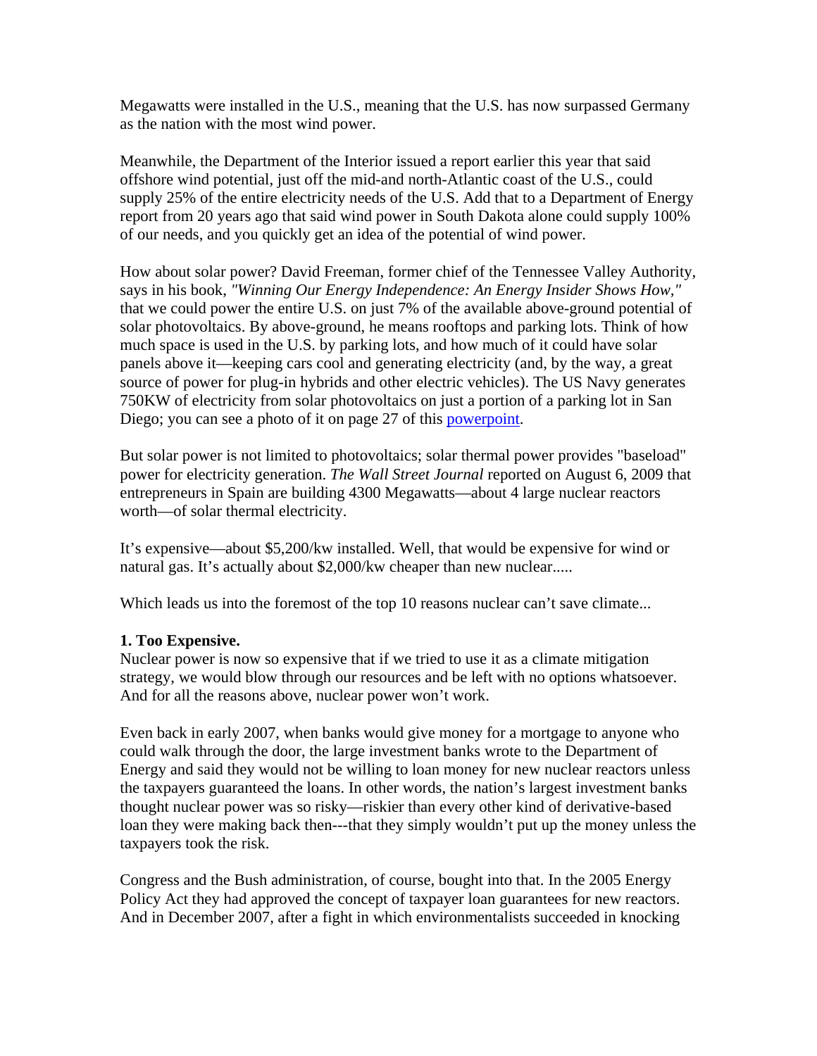Megawatts were installed in the U.S., meaning that the U.S. has now surpassed Germany as the nation with the most wind power.

Meanwhile, the Department of the Interior issued a report earlier this year that said offshore wind potential, just off the mid-and north-Atlantic coast of the U.S., could supply 25% of the entire electricity needs of the U.S. Add that to a Department of Energy report from 20 years ago that said wind power in South Dakota alone could supply 100% of our needs, and you quickly get an idea of the potential of wind power.

How about solar power? David Freeman, former chief of the Tennessee Valley Authority, says in his book, *"Winning Our Energy Independence: An Energy Insider Shows How,"* that we could power the entire U.S. on just 7% of the available above-ground potential of solar photovoltaics. By above-ground, he means rooftops and parking lots. Think of how much space is used in the U.S. by parking lots, and how much of it could have solar panels above it—keeping cars cool and generating electricity (and, by the way, a great source of power for plug-in hybrids and other electric vehicles). The US Navy generates 750KW of electricity from solar photovoltaics on just a portion of a parking lot in San Diego; you can see a photo of it on page 27 of this powerpoint.

But solar power is not limited to photovoltaics; solar thermal power provides "baseload" power for electricity generation. *The Wall Street Journal* reported on August 6, 2009 that entrepreneurs in Spain are building 4300 Megawatts—about 4 large nuclear reactors worth—of solar thermal electricity.

It's expensive—about $5,200/kw installed. Well, that would be expensive for wind or natural gas. It's actually about $2,000/kw cheaper than new nuclear.....

Which leads us into the foremost of the top 10 reasons nuclear can't save climate...

**1. Too Expensive.**

Nuclear power is now so expensive that if we tried to use it as a climate mitigation strategy, we would blow through our resources and be left with no options whatsoever. And for all the reasons above, nuclear power won't work.

Even back in early 2007, when banks would give money for a mortgage to anyone who could walk through the door, the large investment banks wrote to the Department of Energy and said they would not be willing to loan money for new nuclear reactors unless the taxpayers guaranteed the loans. In other words, the nation's largest investment banks thought nuclear power was so risky—riskier than every other kind of derivative-based loan they were making back then---that they simply wouldn't put up the money unless the taxpayers took the risk.

Congress and the Bush administration, of course, bought into that. In the 2005 Energy Policy Act they had approved the concept of taxpayer loan guarantees for new reactors. And in December 2007, after a fight in which environmentalists succeeded in knocking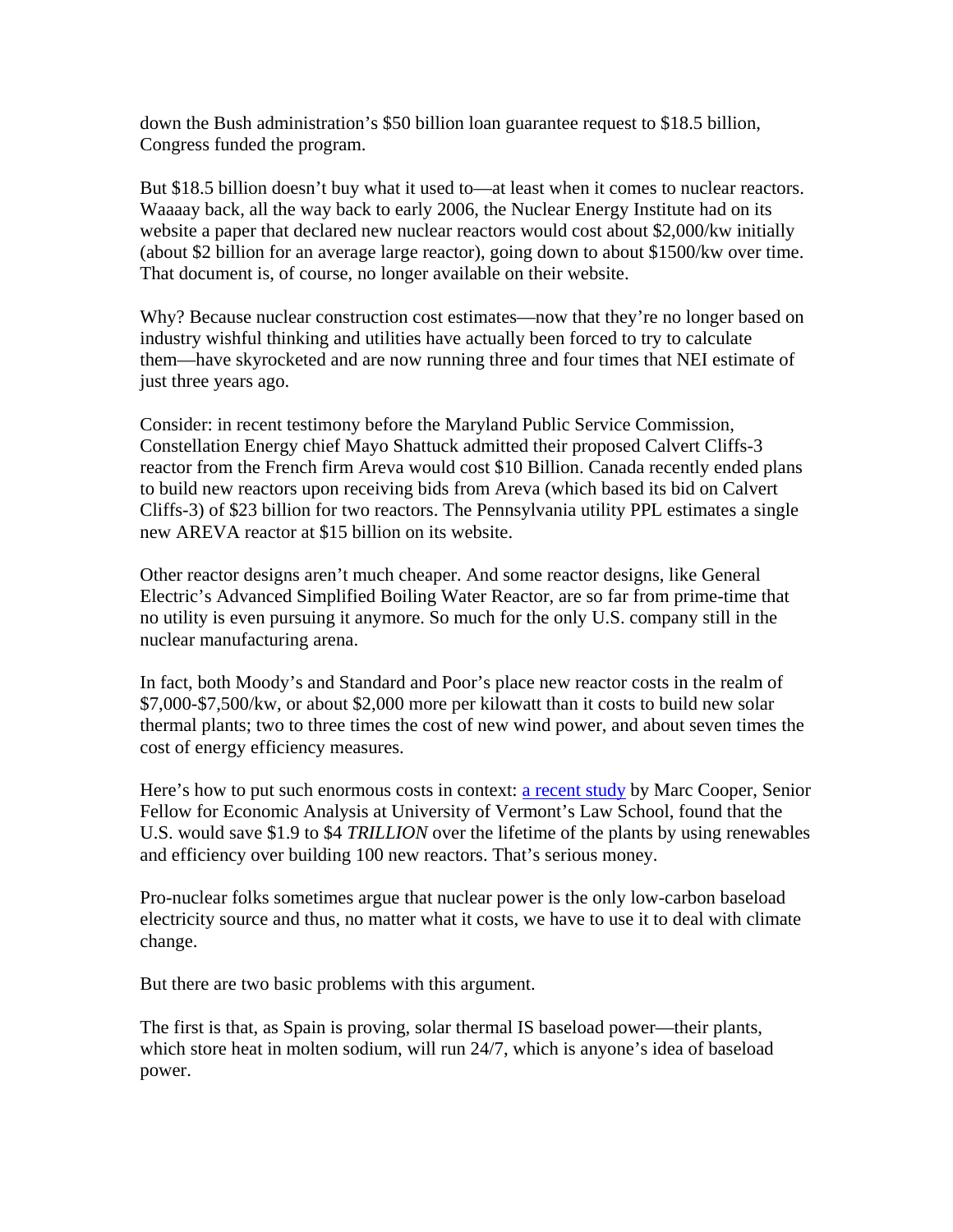down the Bush administration's $50 billion loan guarantee request to $18.5 billion, Congress funded the program.

But $18.5 billion doesn't buy what it used to—at least when it comes to nuclear reactors. Waaaay back, all the way back to early 2006, the Nuclear Energy Institute had on its website a paper that declared new nuclear reactors would cost about $2,000/kw initially (about $2 billion for an average large reactor), going down to about $1500/kw over time. That document is, of course, no longer available on their website.

Why? Because nuclear construction cost estimates—now that they're no longer based on industry wishful thinking and utilities have actually been forced to try to calculate them—have skyrocketed and are now running three and four times that NEI estimate of just three years ago.

Consider: in recent testimony before the Maryland Public Service Commission, Constellation Energy chief Mayo Shattuck admitted their proposed Calvert Cliffs-3 reactor from the French firm Areva would cost $10 Billion. Canada recently ended plans to build new reactors upon receiving bids from Areva (which based its bid on Calvert Cliffs-3) of $23 billion for two reactors. The Pennsylvania utility PPL estimates a single new AREVA reactor at $15 billion on its website.

Other reactor designs aren't much cheaper. And some reactor designs, like General Electric's Advanced Simplified Boiling Water Reactor, are so far from prime-time that no utility is even pursuing it anymore. So much for the only U.S. company still in the nuclear manufacturing arena.

In fact, both Moody's and Standard and Poor's place new reactor costs in the realm of $7,000-$7,500/kw, or about $2,000 more per kilowatt than it costs to build new solar thermal plants; two to three times the cost of new wind power, and about seven times the cost of energy efficiency measures.

Here's how to put such enormous costs in context: [a recent study] by Marc Cooper, Senior Fellow for Economic Analysis at University of Vermont's Law School, found that the U.S. would save $1.9 to $4 *TRILLION* over the lifetime of the plants by using renewables and efficiency over building 100 new reactors. That's serious money.

Pro-nuclear folks sometimes argue that nuclear power is the only low-carbon baseload electricity source and thus, no matter what it costs, we have to use it to deal with climate change.

But there are two basic problems with this argument.

The first is that, as Spain is proving, solar thermal IS baseload power—their plants, which store heat in molten sodium, will run 24/7, which is anyone's idea of baseload power.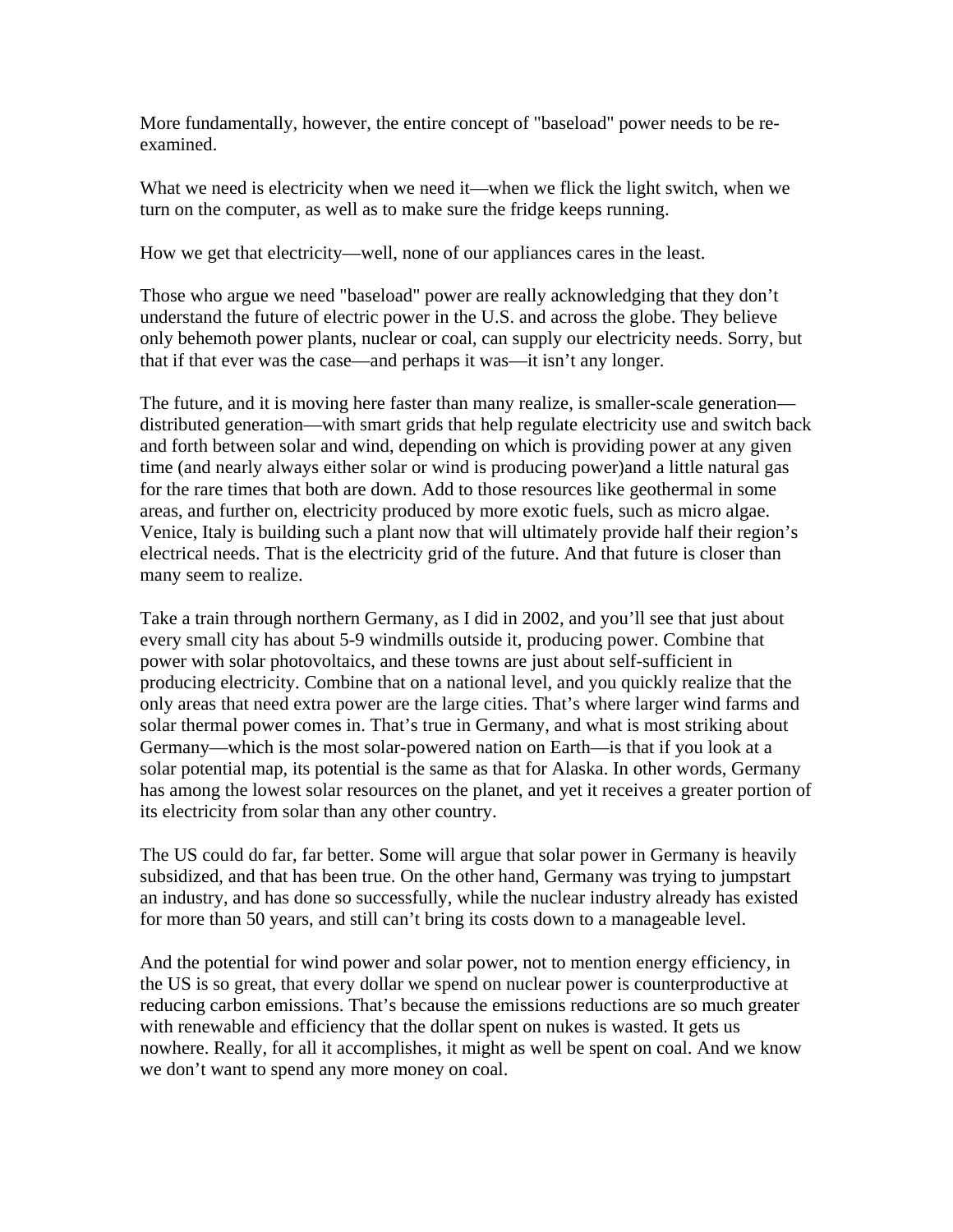More fundamentally, however, the entire concept of "baseload" power needs to be re-examined.

What we need is electricity when we need it—when we flick the light switch, when we turn on the computer, as well as to make sure the fridge keeps running.

How we get that electricity—well, none of our appliances cares in the least.

Those who argue we need "baseload" power are really acknowledging that they don't understand the future of electric power in the U.S. and across the globe. They believe only behemoth power plants, nuclear or coal, can supply our electricity needs. Sorry, but that if that ever was the case—and perhaps it was—it isn't any longer.

The future, and it is moving here faster than many realize, is smaller-scale generation—distributed generation—with smart grids that help regulate electricity use and switch back and forth between solar and wind, depending on which is providing power at any given time (and nearly always either solar or wind is producing power)and a little natural gas for the rare times that both are down. Add to those resources like geothermal in some areas, and further on, electricity produced by more exotic fuels, such as micro algae. Venice, Italy is building such a plant now that will ultimately provide half their region's electrical needs. That is the electricity grid of the future. And that future is closer than many seem to realize.

Take a train through northern Germany, as I did in 2002, and you'll see that just about every small city has about 5-9 windmills outside it, producing power. Combine that power with solar photovoltaics, and these towns are just about self-sufficient in producing electricity. Combine that on a national level, and you quickly realize that the only areas that need extra power are the large cities. That's where larger wind farms and solar thermal power comes in. That's true in Germany, and what is most striking about Germany—which is the most solar-powered nation on Earth—is that if you look at a solar potential map, its potential is the same as that for Alaska. In other words, Germany has among the lowest solar resources on the planet, and yet it receives a greater portion of its electricity from solar than any other country.

The US could do far, far better. Some will argue that solar power in Germany is heavily subsidized, and that has been true. On the other hand, Germany was trying to jumpstart an industry, and has done so successfully, while the nuclear industry already has existed for more than 50 years, and still can't bring its costs down to a manageable level.

And the potential for wind power and solar power, not to mention energy efficiency, in the US is so great, that every dollar we spend on nuclear power is counterproductive at reducing carbon emissions. That's because the emissions reductions are so much greater with renewable and efficiency that the dollar spent on nukes is wasted. It gets us nowhere. Really, for all it accomplishes, it might as well be spent on coal. And we know we don't want to spend any more money on coal.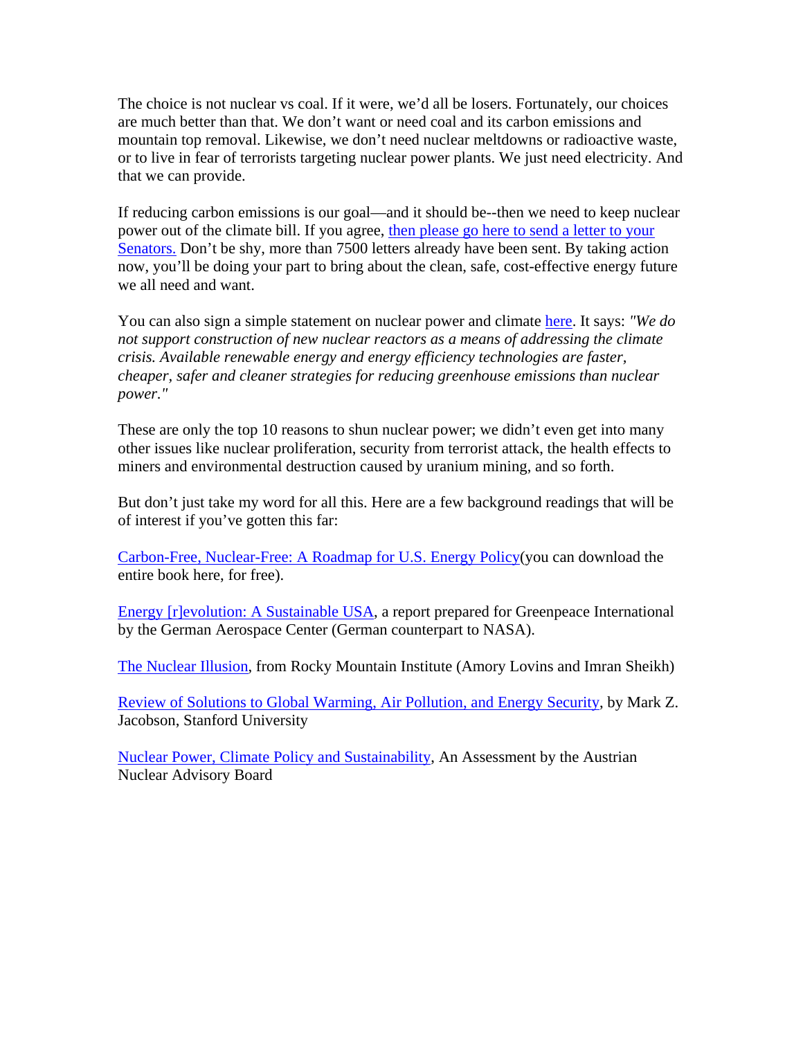The choice is not nuclear vs coal. If it were, we'd all be losers. Fortunately, our choices are much better than that. We don't want or need coal and its carbon emissions and mountain top removal. Likewise, we don't need nuclear meltdowns or radioactive waste, or to live in fear of terrorists targeting nuclear power plants. We just need electricity. And that we can provide.

If reducing carbon emissions is our goal—and it should be--then we need to keep nuclear power out of the climate bill. If you agree, then please go here to send a letter to your Senators. Don't be shy, more than 7500 letters already have been sent. By taking action now, you'll be doing your part to bring about the clean, safe, cost-effective energy future we all need and want.

You can also sign a simple statement on nuclear power and climate here. It says: *"We do not support construction of new nuclear reactors as a means of addressing the climate crisis. Available renewable energy and energy efficiency technologies are faster, cheaper, safer and cleaner strategies for reducing greenhouse emissions than nuclear power."*

These are only the top 10 reasons to shun nuclear power; we didn't even get into many other issues like nuclear proliferation, security from terrorist attack, the health effects to miners and environmental destruction caused by uranium mining, and so forth.

But don't just take my word for all this. Here are a few background readings that will be of interest if you've gotten this far:

Carbon-Free, Nuclear-Free: A Roadmap for U.S. Energy Policy(you can download the entire book here, for free).

Energy [r]evolution: A Sustainable USA, a report prepared for Greenpeace International by the German Aerospace Center (German counterpart to NASA).

The Nuclear Illusion, from Rocky Mountain Institute (Amory Lovins and Imran Sheikh)

Review of Solutions to Global Warming, Air Pollution, and Energy Security, by Mark Z. Jacobson, Stanford University

Nuclear Power, Climate Policy and Sustainability, An Assessment by the Austrian Nuclear Advisory Board